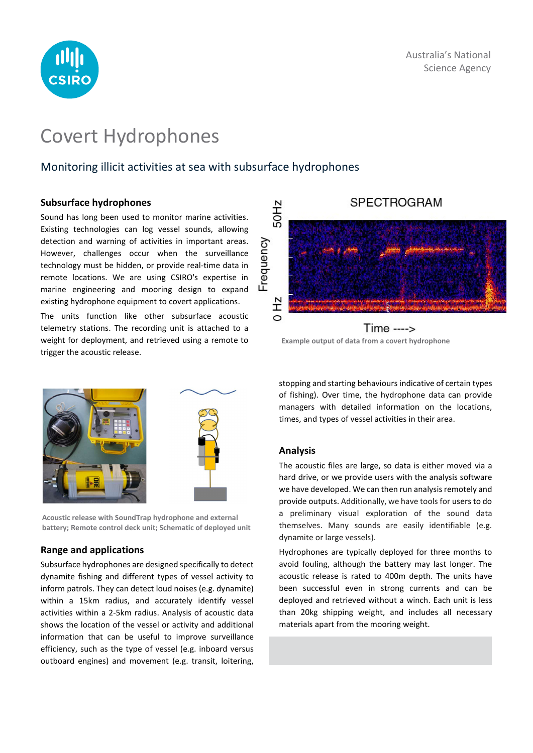# Covert Hydrophones

## Monitoring illicit activities at sea with subsurface hydrophones

### Subsurface hydrophones

Sound has long been used to monitor marine activities. Existing technologies can log vessel sounds, allowing detection and warning of activities in important areas. However, challenges occur when the surveillance technology must be hidden, or provide real-time data in remote locations. We are using CSIRO's expertise in marine engineering and mooring design to expand existing hydrophone equipment to covert applications.

The units function like other subsurface acoustic telemetry stations. The recording unit is attached to a weight for deployment, and retrieved using a remote to trigger the acoustic release.

Example output of data from a covert hydrophone

Acoustic release with SoundTrap hydrophone and external battery; Remote control deck unit; Schematic of deployed unit

### Range and applications

Subsurface hydrophones are designed specifically to detect dynamite fishing and different types of vessel activity to inform patrols. They can detect loud noises (e.g. dynamite) within a 15km radius, and accurately identify vessel activities within a 2-5km radius. Analysis of acoustic data shows the location of the vessel or activity and additional information that can be useful to improve surveillance efficiency, such as the type of vessel (e.g. inboard versus outboard engines) and movement (e.g. transit, loitering, stopping and starting behaviours indicative of certain types of fishing). Over time, the hydrophone data can provide managers with detailed information on the locations, times, and types of vessel activities in their area.

### Analysis

The acoustic files are large, so data is either moved via a hard drive, or we provide users with the analysis software we have developed. We can then run analysis remotely and provide outputs. Additionally, we have tools for users to do a preliminary visual exploration of the sound data themselves. Many sounds are easily identifiable (e.g. dynamite or large vessels).

Hydrophones are typically deployed for three months to avoid fouling, although the battery may last longer. The acoustic release is rated to 400m depth. The units have been successful even in strong currents and can be deployed and retrieved without a winch. Each unit is less than 20kg shipping weight, and includes all necessary materials apart from the mooring weight.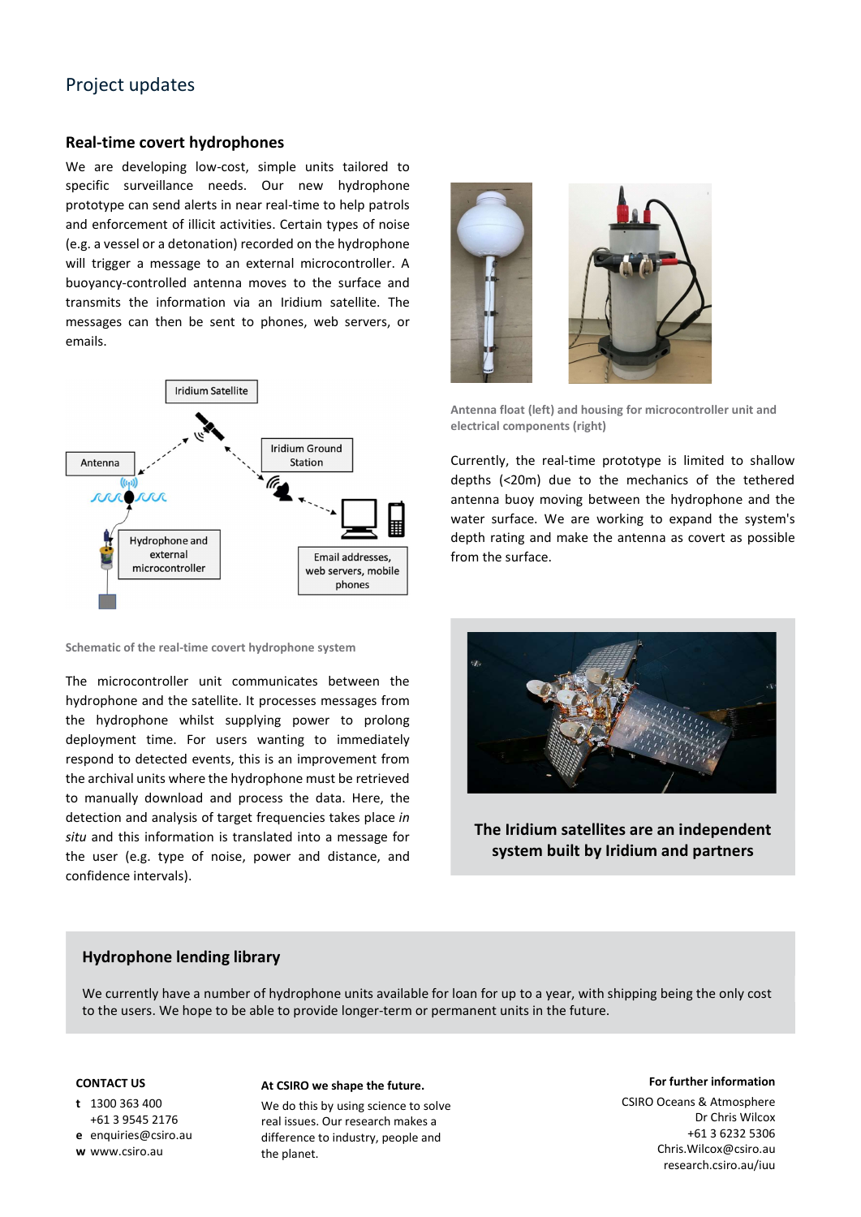## Project updates

### Real-time covert hydrophones

We are developing low-cost, simple units tailored to specific surveillance needs. Our new hydrophone prototype can send alerts in near real-time to help patrols and enforcement of illicit activities. Certain types of noise (e.g. a vessel or a detonation) recorded on the hydrophone will trigger a message to an external microcontroller. A buoyancy-controlled antenna moves to the surface and transmits the information via an Iridium satellite. The messages can then be sent to phones, web servers, or emails.

Iridium Satellite

Antenna

Iridium Ground Station

Hydrophone and external microcontroller

Email addresses, web servers, mobile phones

Schematic of the real-time covert hydrophone system

The microcontroller unit communicates between the hydrophone and the satellite. It processes messages from the hydrophone whilst supplying power to prolong deployment time. For users wanting to immediately respond to detected events, this is an improvement from the archival units where the hydrophone must be retrieved to manually download and process the data. Here, the detection and analysis of target frequencies takes place *in situ* and this information is translated into a message for the user (e.g. type of noise, power and distance, and confidence intervals).

Antenna float (left) and housing for microcontroller unit and electrical components (right)

Currently, the real-time prototype is limited to shallow depths (<20m) due to the mechanics of the tethered antenna buoy moving between the hydrophone and the water surface. We are working to expand the system's depth rating and make the antenna as covert as possible from the surface.

**The Iridium satellites are an independent system built by Iridium and partners**

### Hydrophone lending library

We currently have a number of hydrophone units available for loan for up to a year, with shipping being the only cost to the users. We hope to be able to provide longer-term or permanent units in the future.

**CONTACT US**

**t** 1300 363 400
+61 3 9545 2176
**e** enquiries@csiro.au
**w** www.csiro.au

**At CSIRO we shape the future.**

We do this by using science to solve real issues. Our research makes a difference to industry, people and the planet.

**For further information**

CSIRO Oceans & Atmosphere
Dr Chris Wilcox
+61 3 6232 5306
Chris.Wilcox@csiro.au
research.csiro.au/iuu